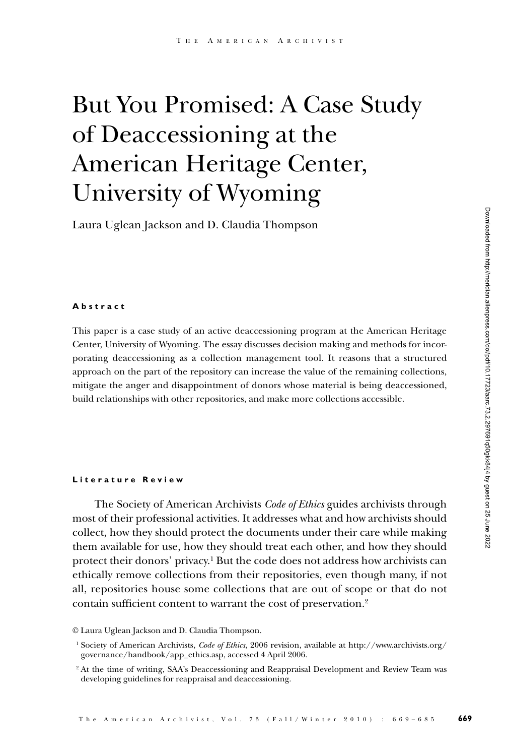# But You Promised: A Case Study of Deaccessioning at the American Heritage Center, University of Wyoming

Laura Uglean Jackson and D. Claudia Thompson

### Abstract

This paper is a case study of an active deaccessioning program at the American Heritage Center, University of Wyoming. The essay discusses decision making and methods for incorporating deaccessioning as a collection management tool. It reasons that a structured approach on the part of the repository can increase the value of the remaining collections, mitigate the anger and disappointment of donors whose material is being deaccessioned, build relationships with other repositories, and make more collections accessible.

### Literature Review

The Society of American Archivists *Code of Ethics* guides archivists through most of their professional activities. It addresses what and how archivists should collect, how they should protect the documents under their care while making them available for use, how they should treat each other, and how they should protect their donors' privacy.[1] But the code does not address how archivists can ethically remove collections from their repositories, even though many, if not all, repositories house some collections that are out of scope or that do not contain sufficient content to warrant the cost of preservation.[2]

© Laura Uglean Jackson and D. Claudia Thompson.

[1] Society of American Archivists, *Code of Ethics*, 2006 revision, available at http://www.archivists.org/governance/handbook/app_ethics.asp, accessed 4 April 2006.

[2] At the time of writing, SAA's Deaccessioning and Reappraisal Development and Review Team was developing guidelines for reappraisal and deaccessioning.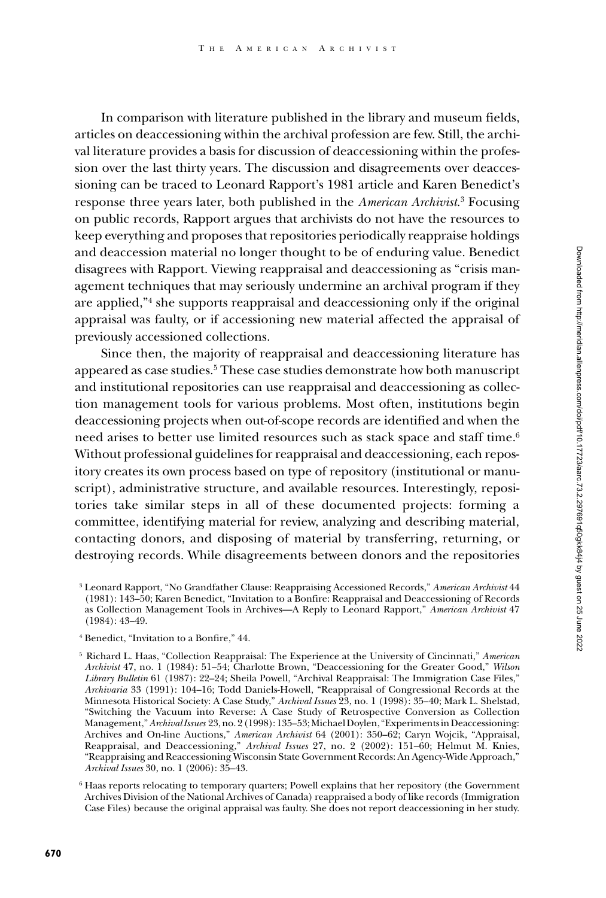In comparison with literature published in the library and museum fields, articles on deaccessioning within the archival profession are few. Still, the archival literature provides a basis for discussion of deaccessioning within the profession over the last thirty years. The discussion and disagreements over deaccessioning can be traced to Leonard Rapport's 1981 article and Karen Benedict's response three years later, both published in the *American Archivist*.[3] Focusing on public records, Rapport argues that archivists do not have the resources to keep everything and proposes that repositories periodically reappraise holdings and deaccession material no longer thought to be of enduring value. Benedict disagrees with Rapport. Viewing reappraisal and deaccessioning as "crisis management techniques that may seriously undermine an archival program if they are applied,"[4] she supports reappraisal and deaccessioning only if the original appraisal was faulty, or if accessioning new material affected the appraisal of previously accessioned collections.

Since then, the majority of reappraisal and deaccessioning literature has appeared as case studies.[5] These case studies demonstrate how both manuscript and institutional repositories can use reappraisal and deaccessioning as collection management tools for various problems. Most often, institutions begin deaccessioning projects when out-of-scope records are identified and when the need arises to better use limited resources such as stack space and staff time.[6] Without professional guidelines for reappraisal and deaccessioning, each repository creates its own process based on type of repository (institutional or manuscript), administrative structure, and available resources. Interestingly, repositories take similar steps in all of these documented projects: forming a committee, identifying material for review, analyzing and describing material, contacting donors, and disposing of material by transferring, returning, or destroying records. While disagreements between donors and the repositories

[3] Leonard Rapport, "No Grandfather Clause: Reappraising Accessioned Records," *American Archivist* 44 (1981): 143–50; Karen Benedict, "Invitation to a Bonfire: Reappraisal and Deaccessioning of Records as Collection Management Tools in Archives—A Reply to Leonard Rapport," *American Archivist* 47 (1984): 43–49.

[4] Benedict, "Invitation to a Bonfire," 44.

[5] Richard L. Haas, "Collection Reappraisal: The Experience at the University of Cincinnati," *American Archivist* 47, no. 1 (1984): 51–54; Charlotte Brown, "Deaccessioning for the Greater Good," *Wilson Library Bulletin* 61 (1987): 22–24; Sheila Powell, "Archival Reappraisal: The Immigration Case Files," *Archivaria* 33 (1991): 104–16; Todd Daniels-Howell, "Reappraisal of Congressional Records at the Minnesota Historical Society: A Case Study," *Archival Issues* 23, no. 1 (1998): 35–40; Mark L. Shelstad, "Switching the Vacuum into Reverse: A Case Study of Retrospective Conversion as Collection Management," *Archival Issues* 23, no. 2 (1998): 135–53; Michael Doylen, "Experiments in Deaccessioning: Archives and On-line Auctions," *American Archivist* 64 (2001): 350–62; Caryn Wojcik, "Appraisal, Reappraisal, and Deaccessioning," *Archival Issues* 27, no. 2 (2002): 151–60; Helmut M. Knies, "Reappraising and Reaccessioning Wisconsin State Government Records: An Agency-Wide Approach," *Archival Issues* 30, no. 1 (2006): 35–43.

[6] Haas reports relocating to temporary quarters; Powell explains that her repository (the Government Archives Division of the National Archives of Canada) reappraised a body of like records (Immigration Case Files) because the original appraisal was faulty. She does not report deaccessioning in her study.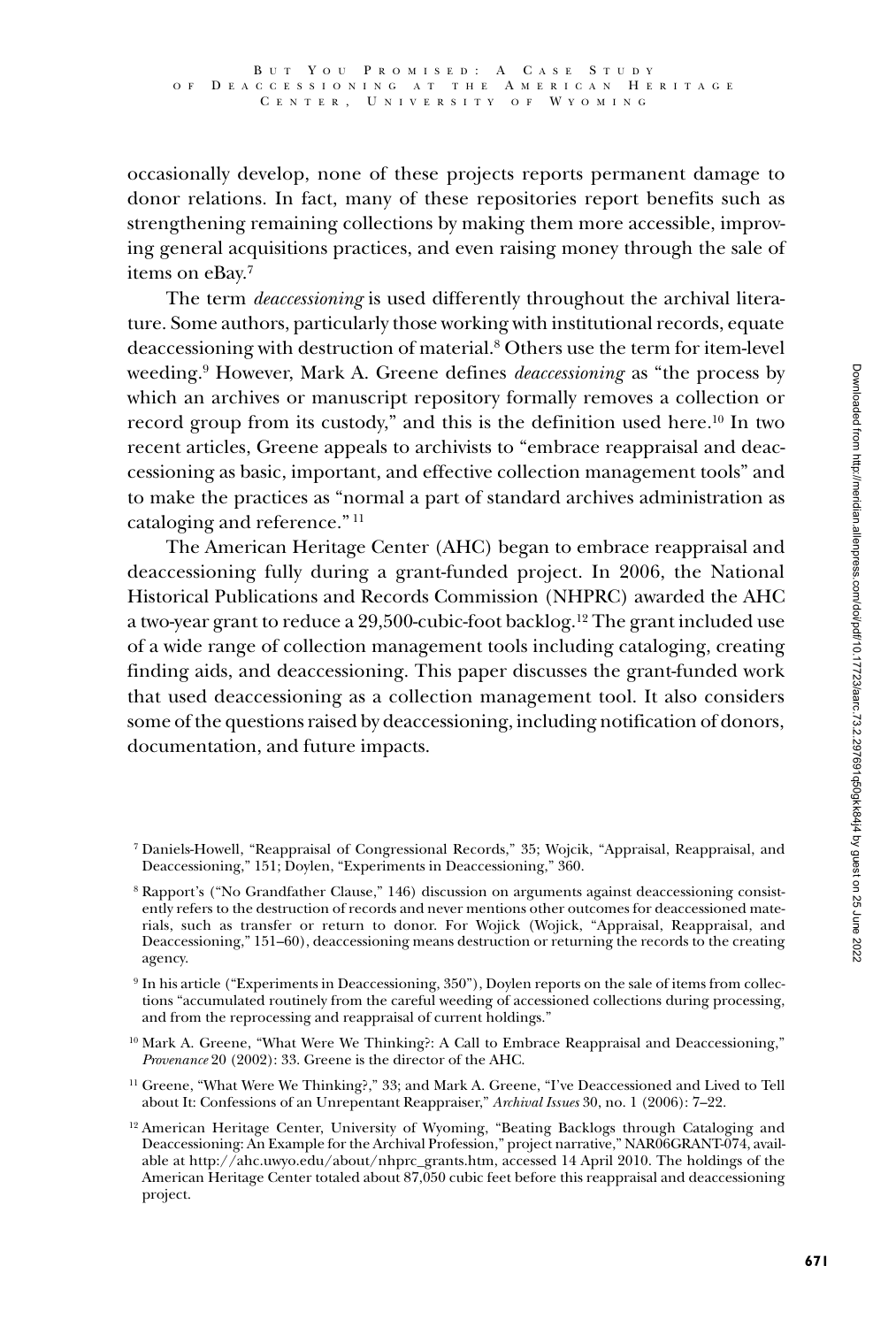occasionally develop, none of these projects reports permanent damage to donor relations. In fact, many of these repositories report benefits such as strengthening remaining collections by making them more accessible, improving general acquisitions practices, and even raising money through the sale of items on eBay.[7]

The term *deaccessioning* is used differently throughout the archival literature. Some authors, particularly those working with institutional records, equate deaccessioning with destruction of material.[8] Others use the term for item-level weeding.[9] However, Mark A. Greene defines *deaccessioning* as "the process by which an archives or manuscript repository formally removes a collection or record group from its custody," and this is the definition used here.[10] In two recent articles, Greene appeals to archivists to "embrace reappraisal and deaccessioning as basic, important, and effective collection management tools" and to make the practices as "normal a part of standard archives administration as cataloging and reference."[11]

The American Heritage Center (AHC) began to embrace reappraisal and deaccessioning fully during a grant-funded project. In 2006, the National Historical Publications and Records Commission (NHPRC) awarded the AHC a two-year grant to reduce a 29,500-cubic-foot backlog.[12] The grant included use of a wide range of collection management tools including cataloging, creating finding aids, and deaccessioning. This paper discusses the grant-funded work that used deaccessioning as a collection management tool. It also considers some of the questions raised by deaccessioning, including notification of donors, documentation, and future impacts.

[7] Daniels-Howell, "Reappraisal of Congressional Records," 35; Wojcik, "Appraisal, Reappraisal, and Deaccessioning," 151; Doylen, "Experiments in Deaccessioning," 360.

[8] Rapport's ("No Grandfather Clause," 146) discussion on arguments against deaccessioning consistently refers to the destruction of records and never mentions other outcomes for deaccessioned materials, such as transfer or return to donor. For Wojick (Wojick, "Appraisal, Reappraisal, and Deaccessioning," 151–60), deaccessioning means destruction or returning the records to the creating agency.

[9] In his article ("Experiments in Deaccessioning, 350"), Doylen reports on the sale of items from collections "accumulated routinely from the careful weeding of accessioned collections during processing, and from the reprocessing and reappraisal of current holdings."

[10] Mark A. Greene, "What Were We Thinking?: A Call to Embrace Reappraisal and Deaccessioning," *Provenance* 20 (2002): 33. Greene is the director of the AHC.

[11] Greene, "What Were We Thinking?," 33; and Mark A. Greene, "I've Deaccessioned and Lived to Tell about It: Confessions of an Unrepentant Reappraiser," *Archival Issues* 30, no. 1 (2006): 7–22.

[12] American Heritage Center, University of Wyoming, "Beating Backlogs through Cataloging and Deaccessioning: An Example for the Archival Profession," project narrative," NAR06GRANT-074, available at http://ahc.uwyo.edu/about/nhprc_grants.htm, accessed 14 April 2010. The holdings of the American Heritage Center totaled about 87,050 cubic feet before this reappraisal and deaccessioning project.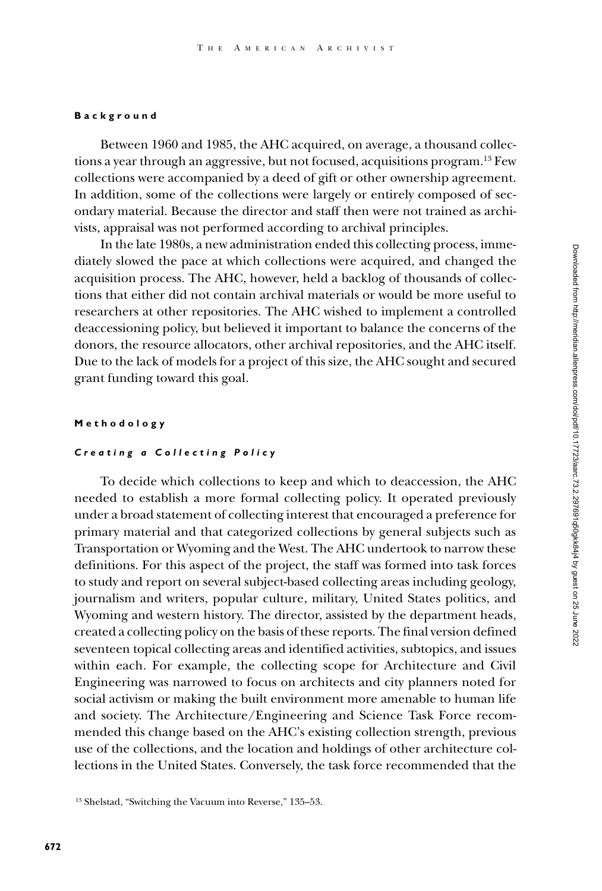## Background

Between 1960 and 1985, the AHC acquired, on average, a thousand collections a year through an aggressive, but not focused, acquisitions program.[13] Few collections were accompanied by a deed of gift or other ownership agreement. In addition, some of the collections were largely or entirely composed of secondary material. Because the director and staff then were not trained as archivists, appraisal was not performed according to archival principles.

In the late 1980s, a new administration ended this collecting process, immediately slowed the pace at which collections were acquired, and changed the acquisition process. The AHC, however, held a backlog of thousands of collections that either did not contain archival materials or would be more useful to researchers at other repositories. The AHC wished to implement a controlled deaccessioning policy, but believed it important to balance the concerns of the donors, the resource allocators, other archival repositories, and the AHC itself. Due to the lack of models for a project of this size, the AHC sought and secured grant funding toward this goal.

## Methodology

### *Creating a Collecting Policy*

To decide which collections to keep and which to deaccession, the AHC needed to establish a more formal collecting policy. It operated previously under a broad statement of collecting interest that encouraged a preference for primary material and that categorized collections by general subjects such as Transportation or Wyoming and the West. The AHC undertook to narrow these definitions. For this aspect of the project, the staff was formed into task forces to study and report on several subject-based collecting areas including geology, journalism and writers, popular culture, military, United States politics, and Wyoming and western history. The director, assisted by the department heads, created a collecting policy on the basis of these reports. The final version defined seventeen topical collecting areas and identified activities, subtopics, and issues within each. For example, the collecting scope for Architecture and Civil Engineering was narrowed to focus on architects and city planners noted for social activism or making the built environment more amenable to human life and society. The Architecture/Engineering and Science Task Force recommended this change based on the AHC's existing collection strength, previous use of the collections, and the location and holdings of other architecture collections in the United States. Conversely, the task force recommended that the

[13] Shelstad, "Switching the Vacuum into Reverse," 135–53.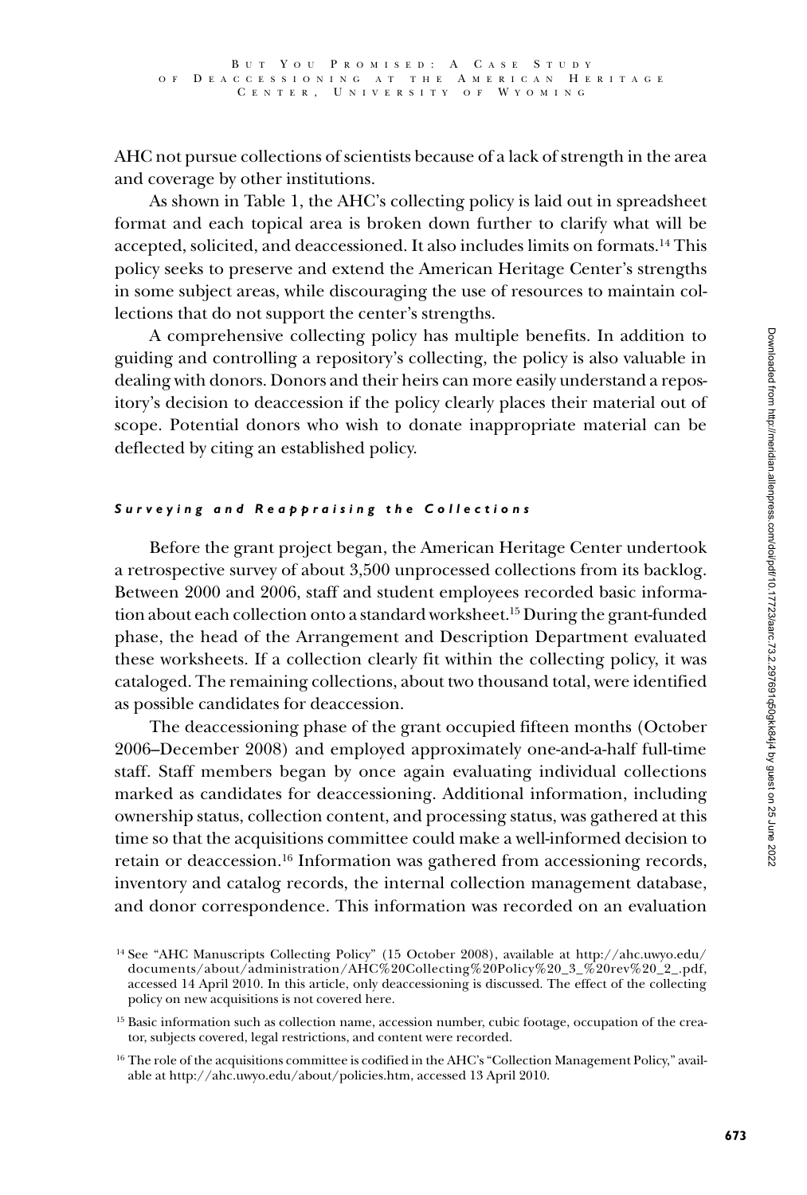AHC not pursue collections of scientists because of a lack of strength in the area and coverage by other institutions.

As shown in Table 1, the AHC's collecting policy is laid out in spreadsheet format and each topical area is broken down further to clarify what will be accepted, solicited, and deaccessioned. It also includes limits on formats.[14] This policy seeks to preserve and extend the American Heritage Center's strengths in some subject areas, while discouraging the use of resources to maintain collections that do not support the center's strengths.

A comprehensive collecting policy has multiple benefits. In addition to guiding and controlling a repository's collecting, the policy is also valuable in dealing with donors. Donors and their heirs can more easily understand a repository's decision to deaccession if the policy clearly places their material out of scope. Potential donors who wish to donate inappropriate material can be deflected by citing an established policy.

### *Surveying and Reappraising the Collections*

Before the grant project began, the American Heritage Center undertook a retrospective survey of about 3,500 unprocessed collections from its backlog. Between 2000 and 2006, staff and student employees recorded basic information about each collection onto a standard worksheet.[15] During the grant-funded phase, the head of the Arrangement and Description Department evaluated these worksheets. If a collection clearly fit within the collecting policy, it was cataloged. The remaining collections, about two thousand total, were identified as possible candidates for deaccession.

The deaccessioning phase of the grant occupied fifteen months (October 2006–December 2008) and employed approximately one-and-a-half full-time staff. Staff members began by once again evaluating individual collections marked as candidates for deaccessioning. Additional information, including ownership status, collection content, and processing status, was gathered at this time so that the acquisitions committee could make a well-informed decision to retain or deaccession.[16] Information was gathered from accessioning records, inventory and catalog records, the internal collection management database, and donor correspondence. This information was recorded on an evaluation

---

[14] See "AHC Manuscripts Collecting Policy" (15 October 2008), available at http://ahc.uwyo.edu/documents/about/administration/AHC%20Collecting%20Policy%20_3_%20rev%20_2_.pdf, accessed 14 April 2010. In this article, only deaccessioning is discussed. The effect of the collecting policy on new acquisitions is not covered here.

[15] Basic information such as collection name, accession number, cubic footage, occupation of the creator, subjects covered, legal restrictions, and content were recorded.

[16] The role of the acquisitions committee is codified in the AHC's "Collection Management Policy," available at http://ahc.uwyo.edu/about/policies.htm, accessed 13 April 2010.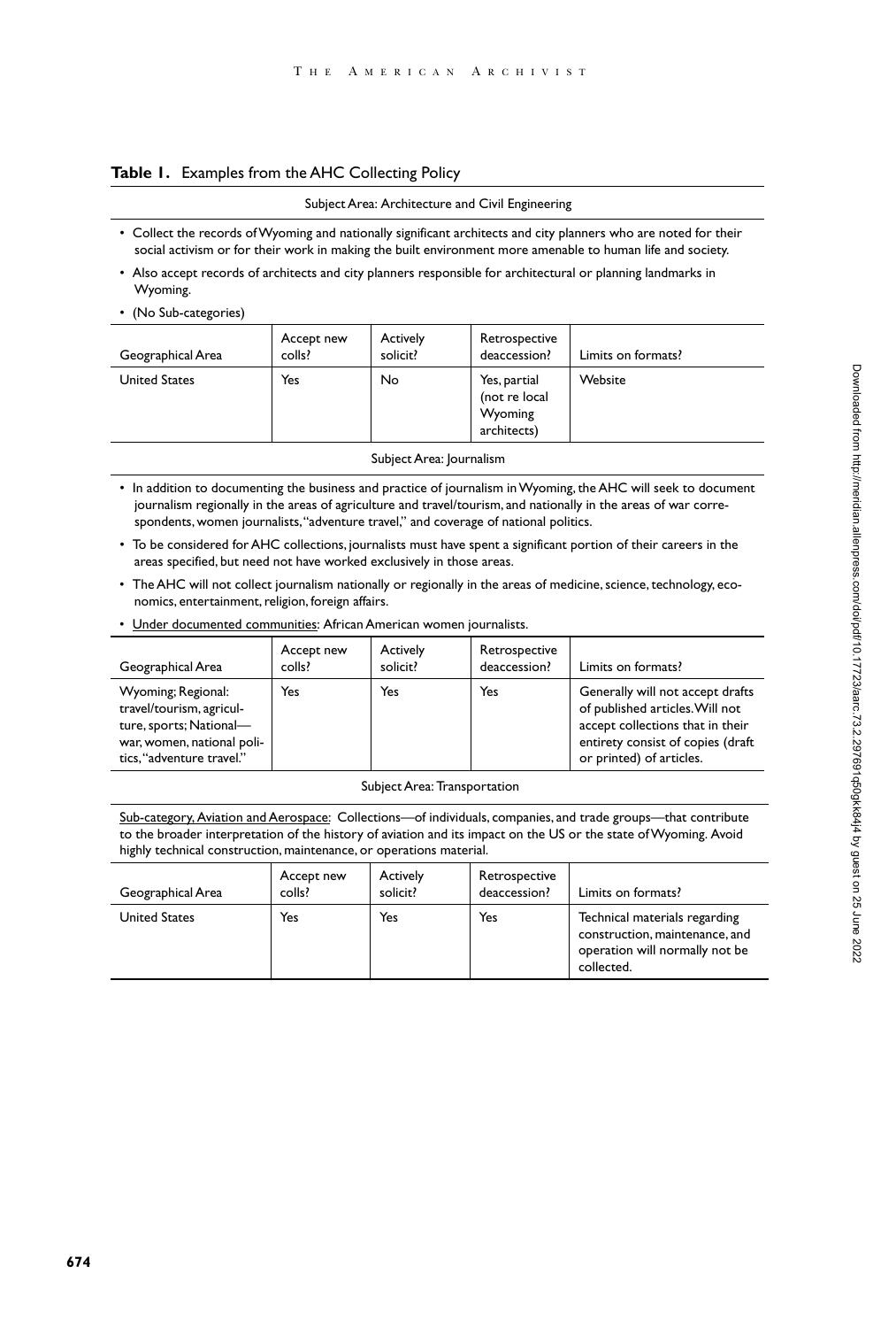**Table 1.** Examples from the AHC Collecting Policy

Subject Area: Architecture and Civil Engineering

- Collect the records of Wyoming and nationally significant architects and city planners who are noted for their social activism or for their work in making the built environment more amenable to human life and society.
- Also accept records of architects and city planners responsible for architectural or planning landmarks in Wyoming.
- (No Sub-categories)

| Geographical Area | Accept new colls? | Actively solicit? | Retrospective deaccession? | Limits on formats? |
|---|---|---|---|---|
| United States | Yes | No | Yes, partial (not re local Wyoming architects) | Website |

Subject Area: Journalism

- In addition to documenting the business and practice of journalism in Wyoming, the AHC will seek to document journalism regionally in the areas of agriculture and travel/tourism, and nationally in the areas of war correspondents, women journalists, "adventure travel," and coverage of national politics.
- To be considered for AHC collections, journalists must have spent a significant portion of their careers in the areas specified, but need not have worked exclusively in those areas.
- The AHC will not collect journalism nationally or regionally in the areas of medicine, science, technology, economics, entertainment, religion, foreign affairs.
- Under documented communities: African American women journalists.

| Geographical Area | Accept new colls? | Actively solicit? | Retrospective deaccession? | Limits on formats? |
|---|---|---|---|---|
| Wyoming; Regional: travel/tourism, agriculture, sports; National—war, women, national politics, "adventure travel." | Yes | Yes | Yes | Generally will not accept drafts of published articles. Will not accept collections that in their entirety consist of copies (draft or printed) of articles. |

Subject Area: Transportation

Sub-category, Aviation and Aerospace: Collections—of individuals, companies, and trade groups—that contribute to the broader interpretation of the history of aviation and its impact on the US or the state of Wyoming. Avoid highly technical construction, maintenance, or operations material.

| Geographical Area | Accept new colls? | Actively solicit? | Retrospective deaccession? | Limits on formats? |
|---|---|---|---|---|
| United States | Yes | Yes | Yes | Technical materials regarding construction, maintenance, and operation will normally not be collected. |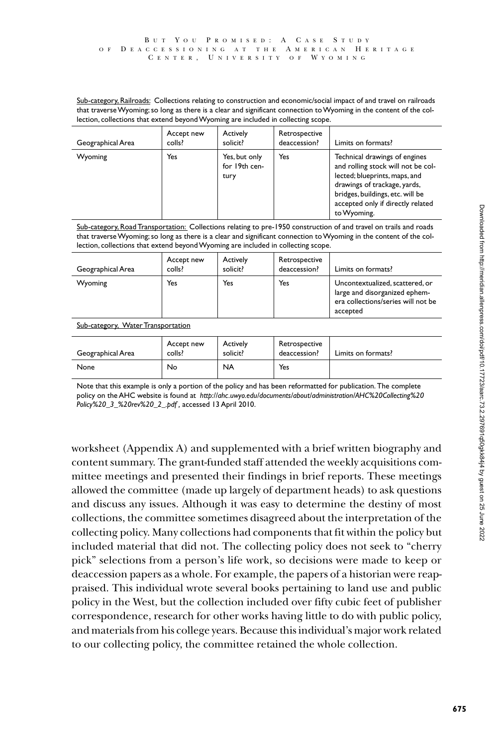Sub-category, Railroads: Collections relating to construction and economic/social impact of and travel on railroads that traverse Wyoming; so long as there is a clear and significant connection to Wyoming in the content of the collection, collections that extend beyond Wyoming are included in collecting scope.

| Geographical Area | Accept new colls? | Actively solicit? | Retrospective deaccession? | Limits on formats? |
|---|---|---|---|---|
| Wyoming | Yes | Yes, but only for 19th century | Yes | Technical drawings of engines and rolling stock will not be collected; blueprints, maps, and drawings of trackage, yards, bridges, buildings, etc. will be accepted only if directly related to Wyoming. |

Sub-category, Road Transportation: Collections relating to pre-1950 construction of and travel on trails and roads that traverse Wyoming; so long as there is a clear and significant connection to Wyoming in the content of the collection, collections that extend beyond Wyoming are included in collecting scope.

| Geographical Area | Accept new colls? | Actively solicit? | Retrospective deaccession? | Limits on formats? |
|---|---|---|---|---|
| Wyoming | Yes | Yes | Yes | Uncontextualized, scattered, or large and disorganized ephemera collections/series will not be accepted |

Sub-category, Water Transportation

| Geographical Area | Accept new colls? | Actively solicit? | Retrospective deaccession? | Limits on formats? |
|---|---|---|---|---|
| None | No | NA | Yes | |

Note that this example is only a portion of the policy and has been reformatted for publication. The complete policy on the AHC website is found at *http://ahc.uwyo.edu/documents/about/administration/AHC%20Collecting%20Policy%20_3_%20rev%20_2_.pdf*, accessed 13 April 2010.

worksheet (Appendix A) and supplemented with a brief written biography and content summary. The grant-funded staff attended the weekly acquisitions committee meetings and presented their findings in brief reports. These meetings allowed the committee (made up largely of department heads) to ask questions and discuss any issues. Although it was easy to determine the destiny of most collections, the committee sometimes disagreed about the interpretation of the collecting policy. Many collections had components that fit within the policy but included material that did not. The collecting policy does not seek to "cherry pick" selections from a person's life work, so decisions were made to keep or deaccession papers as a whole. For example, the papers of a historian were reappraised. This individual wrote several books pertaining to land use and public policy in the West, but the collection included over fifty cubic feet of publisher correspondence, research for other works having little to do with public policy, and materials from his college years. Because this individual's major work related to our collecting policy, the committee retained the whole collection.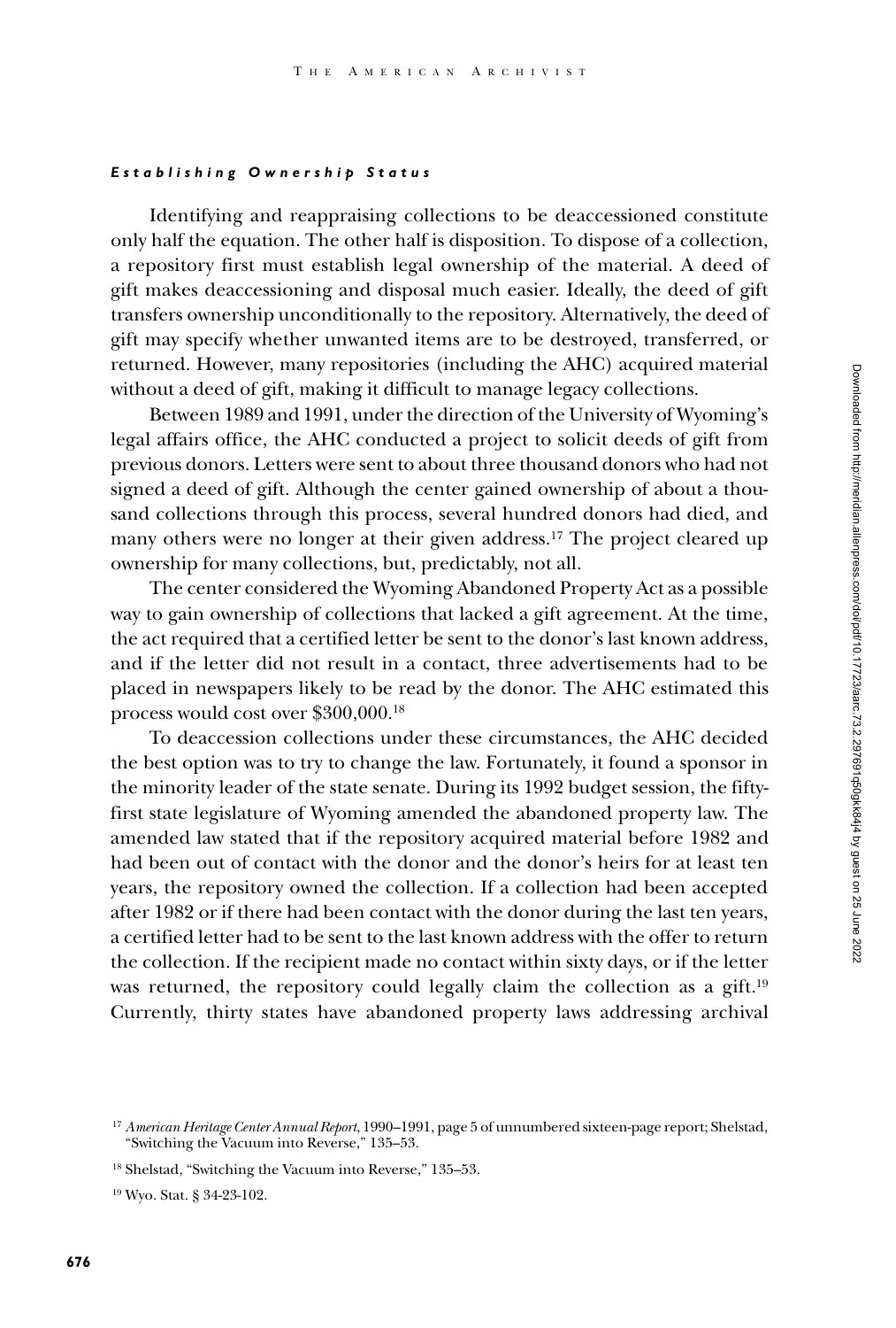### *Establishing Ownership Status*

Identifying and reappraising collections to be deaccessioned constitute only half the equation. The other half is disposition. To dispose of a collection, a repository first must establish legal ownership of the material. A deed of gift makes deaccessioning and disposal much easier. Ideally, the deed of gift transfers ownership unconditionally to the repository. Alternatively, the deed of gift may specify whether unwanted items are to be destroyed, transferred, or returned. However, many repositories (including the AHC) acquired material without a deed of gift, making it difficult to manage legacy collections.

Between 1989 and 1991, under the direction of the University of Wyoming's legal affairs office, the AHC conducted a project to solicit deeds of gift from previous donors. Letters were sent to about three thousand donors who had not signed a deed of gift. Although the center gained ownership of about a thousand collections through this process, several hundred donors had died, and many others were no longer at their given address.[17] The project cleared up ownership for many collections, but, predictably, not all.

The center considered the Wyoming Abandoned Property Act as a possible way to gain ownership of collections that lacked a gift agreement. At the time, the act required that a certified letter be sent to the donor's last known address, and if the letter did not result in a contact, three advertisements had to be placed in newspapers likely to be read by the donor. The AHC estimated this process would cost over $300,000.[18]

To deaccession collections under these circumstances, the AHC decided the best option was to try to change the law. Fortunately, it found a sponsor in the minority leader of the state senate. During its 1992 budget session, the fifty-first state legislature of Wyoming amended the abandoned property law. The amended law stated that if the repository acquired material before 1982 and had been out of contact with the donor and the donor's heirs for at least ten years, the repository owned the collection. If a collection had been accepted after 1982 or if there had been contact with the donor during the last ten years, a certified letter had to be sent to the last known address with the offer to return the collection. If the recipient made no contact within sixty days, or if the letter was returned, the repository could legally claim the collection as a gift.[19] Currently, thirty states have abandoned property laws addressing archival

---

[17] *American Heritage Center Annual Report*, 1990–1991, page 5 of unnumbered sixteen-page report; Shelstad, "Switching the Vacuum into Reverse," 135–53.

[18] Shelstad, "Switching the Vacuum into Reverse," 135–53.

[19] Wyo. Stat. § 34-23-102.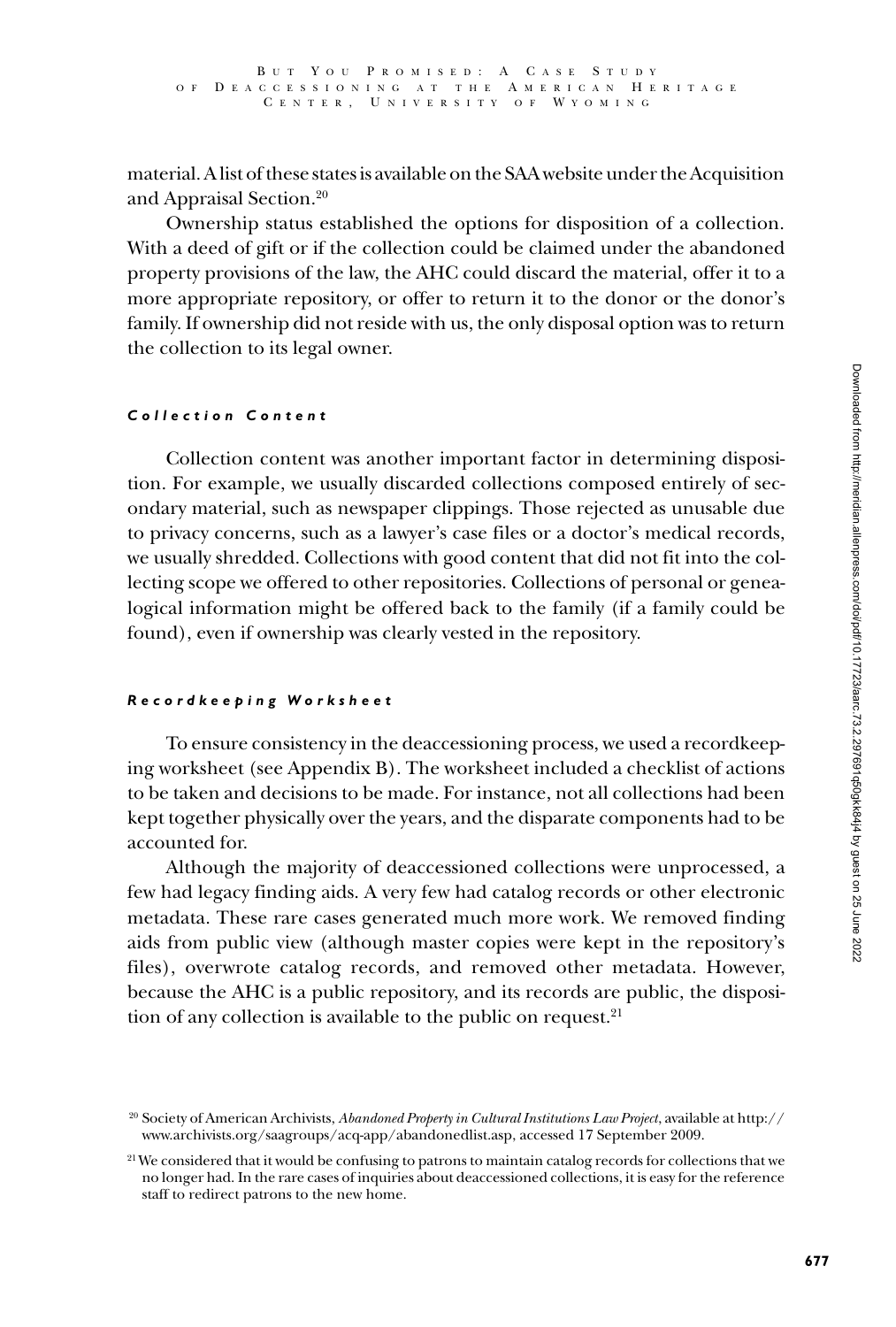material. A list of these states is available on the SAA website under the Acquisition and Appraisal Section.[20]

Ownership status established the options for disposition of a collection. With a deed of gift or if the collection could be claimed under the abandoned property provisions of the law, the AHC could discard the material, offer it to a more appropriate repository, or offer to return it to the donor or the donor's family. If ownership did not reside with us, the only disposal option was to return the collection to its legal owner.

### *Collection Content*

Collection content was another important factor in determining disposition. For example, we usually discarded collections composed entirely of secondary material, such as newspaper clippings. Those rejected as unusable due to privacy concerns, such as a lawyer's case files or a doctor's medical records, we usually shredded. Collections with good content that did not fit into the collecting scope we offered to other repositories. Collections of personal or genealogical information might be offered back to the family (if a family could be found), even if ownership was clearly vested in the repository.

### *Recordkeeping Worksheet*

To ensure consistency in the deaccessioning process, we used a recordkeeping worksheet (see Appendix B). The worksheet included a checklist of actions to be taken and decisions to be made. For instance, not all collections had been kept together physically over the years, and the disparate components had to be accounted for.

Although the majority of deaccessioned collections were unprocessed, a few had legacy finding aids. A very few had catalog records or other electronic metadata. These rare cases generated much more work. We removed finding aids from public view (although master copies were kept in the repository's files), overwrote catalog records, and removed other metadata. However, because the AHC is a public repository, and its records are public, the disposition of any collection is available to the public on request.[21]

[20] Society of American Archivists, *Abandoned Property in Cultural Institutions Law Project*, available at http://www.archivists.org/saagroups/acq-app/abandonedlist.asp, accessed 17 September 2009.

[21] We considered that it would be confusing to patrons to maintain catalog records for collections that we no longer had. In the rare cases of inquiries about deaccessioned collections, it is easy for the reference staff to redirect patrons to the new home.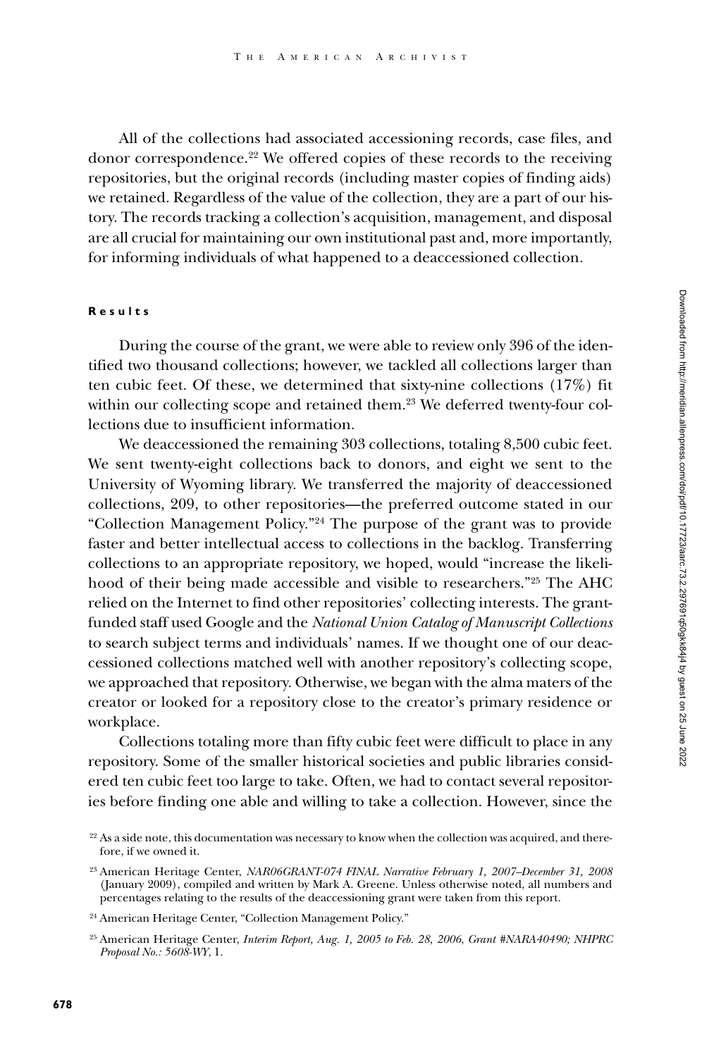All of the collections had associated accessioning records, case files, and donor correspondence.[22] We offered copies of these records to the receiving repositories, but the original records (including master copies of finding aids) we retained. Regardless of the value of the collection, they are a part of our history. The records tracking a collection's acquisition, management, and disposal are all crucial for maintaining our own institutional past and, more importantly, for informing individuals of what happened to a deaccessioned collection.

#### Results

During the course of the grant, we were able to review only 396 of the identified two thousand collections; however, we tackled all collections larger than ten cubic feet. Of these, we determined that sixty-nine collections (17%) fit within our collecting scope and retained them.[23] We deferred twenty-four collections due to insufficient information.

We deaccessioned the remaining 303 collections, totaling 8,500 cubic feet. We sent twenty-eight collections back to donors, and eight we sent to the University of Wyoming library. We transferred the majority of deaccessioned collections, 209, to other repositories—the preferred outcome stated in our "Collection Management Policy."[24] The purpose of the grant was to provide faster and better intellectual access to collections in the backlog. Transferring collections to an appropriate repository, we hoped, would "increase the likelihood of their being made accessible and visible to researchers."[25] The AHC relied on the Internet to find other repositories' collecting interests. The grant-funded staff used Google and the *National Union Catalog of Manuscript Collections* to search subject terms and individuals' names. If we thought one of our deaccessioned collections matched well with another repository's collecting scope, we approached that repository. Otherwise, we began with the alma maters of the creator or looked for a repository close to the creator's primary residence or workplace.

Collections totaling more than fifty cubic feet were difficult to place in any repository. Some of the smaller historical societies and public libraries considered ten cubic feet too large to take. Often, we had to contact several repositories before finding one able and willing to take a collection. However, since the

[22] As a side note, this documentation was necessary to know when the collection was acquired, and therefore, if we owned it.

[23] American Heritage Center, *NAR06GRANT-074 FINAL Narrative February 1, 2007–December 31, 2008* (January 2009), compiled and written by Mark A. Greene. Unless otherwise noted, all numbers and percentages relating to the results of the deaccessioning grant were taken from this report.

[24] American Heritage Center, "Collection Management Policy."

[25] American Heritage Center, *Interim Report, Aug. 1, 2005 to Feb. 28, 2006, Grant #NARA40490; NHPRC Proposal No.: 5608-WY*, 1.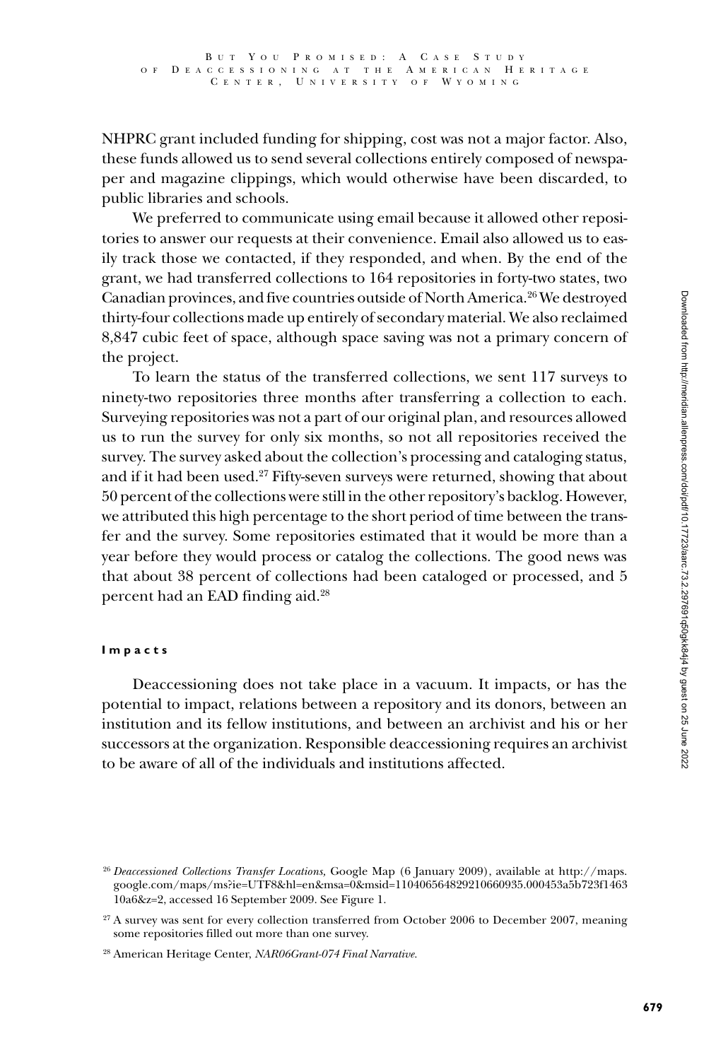NHPRC grant included funding for shipping, cost was not a major factor. Also, these funds allowed us to send several collections entirely composed of newspaper and magazine clippings, which would otherwise have been discarded, to public libraries and schools.

We preferred to communicate using email because it allowed other repositories to answer our requests at their convenience. Email also allowed us to easily track those we contacted, if they responded, and when. By the end of the grant, we had transferred collections to 164 repositories in forty-two states, two Canadian provinces, and five countries outside of North America.[26] We destroyed thirty-four collections made up entirely of secondary material. We also reclaimed 8,847 cubic feet of space, although space saving was not a primary concern of the project.

To learn the status of the transferred collections, we sent 117 surveys to ninety-two repositories three months after transferring a collection to each. Surveying repositories was not a part of our original plan, and resources allowed us to run the survey for only six months, so not all repositories received the survey. The survey asked about the collection's processing and cataloging status, and if it had been used.[27] Fifty-seven surveys were returned, showing that about 50 percent of the collections were still in the other repository's backlog. However, we attributed this high percentage to the short period of time between the transfer and the survey. Some repositories estimated that it would be more than a year before they would process or catalog the collections. The good news was that about 38 percent of collections had been cataloged or processed, and 5 percent had an EAD finding aid.[28]

#### Impacts

Deaccessioning does not take place in a vacuum. It impacts, or has the potential to impact, relations between a repository and its donors, between an institution and its fellow institutions, and between an archivist and his or her successors at the organization. Responsible deaccessioning requires an archivist to be aware of all of the individuals and institutions affected.

---

[26] *Deaccessioned Collections Transfer Locations,* Google Map (6 January 2009), available at http://maps.google.com/maps/ms?ie=UTF8&hl=en&msa=0&msid=110406564829210660935.000453a5b723f1463 10a6&z=2, accessed 16 September 2009. See Figure 1.

[27] A survey was sent for every collection transferred from October 2006 to December 2007, meaning some repositories filled out more than one survey.

[28] American Heritage Center, *NAR06Grant-074 Final Narrative.*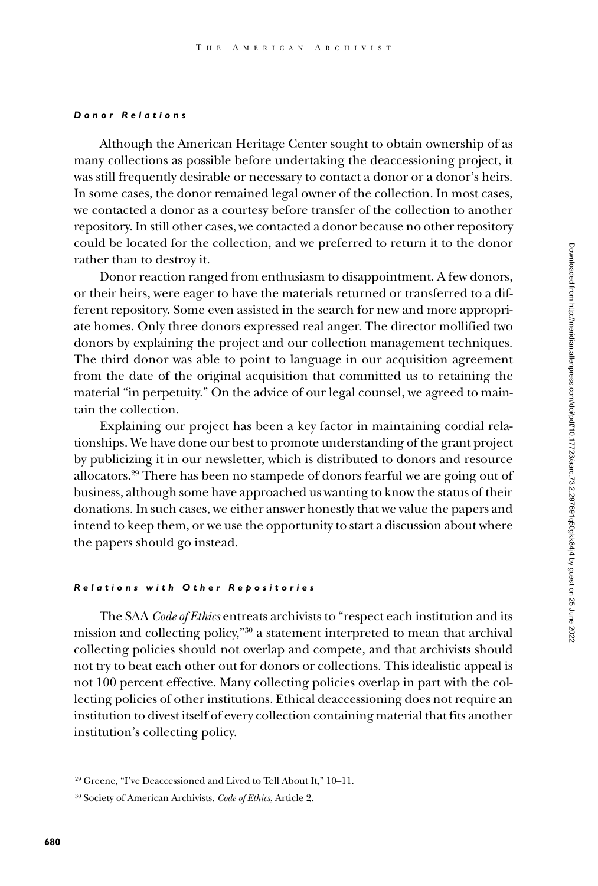#### *Donor Relations*

Although the American Heritage Center sought to obtain ownership of as many collections as possible before undertaking the deaccessioning project, it was still frequently desirable or necessary to contact a donor or a donor's heirs. In some cases, the donor remained legal owner of the collection. In most cases, we contacted a donor as a courtesy before transfer of the collection to another repository. In still other cases, we contacted a donor because no other repository could be located for the collection, and we preferred to return it to the donor rather than to destroy it.

Donor reaction ranged from enthusiasm to disappointment. A few donors, or their heirs, were eager to have the materials returned or transferred to a different repository. Some even assisted in the search for new and more appropriate homes. Only three donors expressed real anger. The director mollified two donors by explaining the project and our collection management techniques. The third donor was able to point to language in our acquisition agreement from the date of the original acquisition that committed us to retaining the material "in perpetuity." On the advice of our legal counsel, we agreed to maintain the collection.

Explaining our project has been a key factor in maintaining cordial relationships. We have done our best to promote understanding of the grant project by publicizing it in our newsletter, which is distributed to donors and resource allocators.[29] There has been no stampede of donors fearful we are going out of business, although some have approached us wanting to know the status of their donations. In such cases, we either answer honestly that we value the papers and intend to keep them, or we use the opportunity to start a discussion about where the papers should go instead.

#### *Relations with Other Repositories*

The SAA *Code of Ethics* entreats archivists to "respect each institution and its mission and collecting policy,"[30] a statement interpreted to mean that archival collecting policies should not overlap and compete, and that archivists should not try to beat each other out for donors or collections. This idealistic appeal is not 100 percent effective. Many collecting policies overlap in part with the collecting policies of other institutions. Ethical deaccessioning does not require an institution to divest itself of every collection containing material that fits another institution's collecting policy.

---

[29] Greene, "I've Deaccessioned and Lived to Tell About It," 10–11.

[30] Society of American Archivists, *Code of Ethics*, Article 2.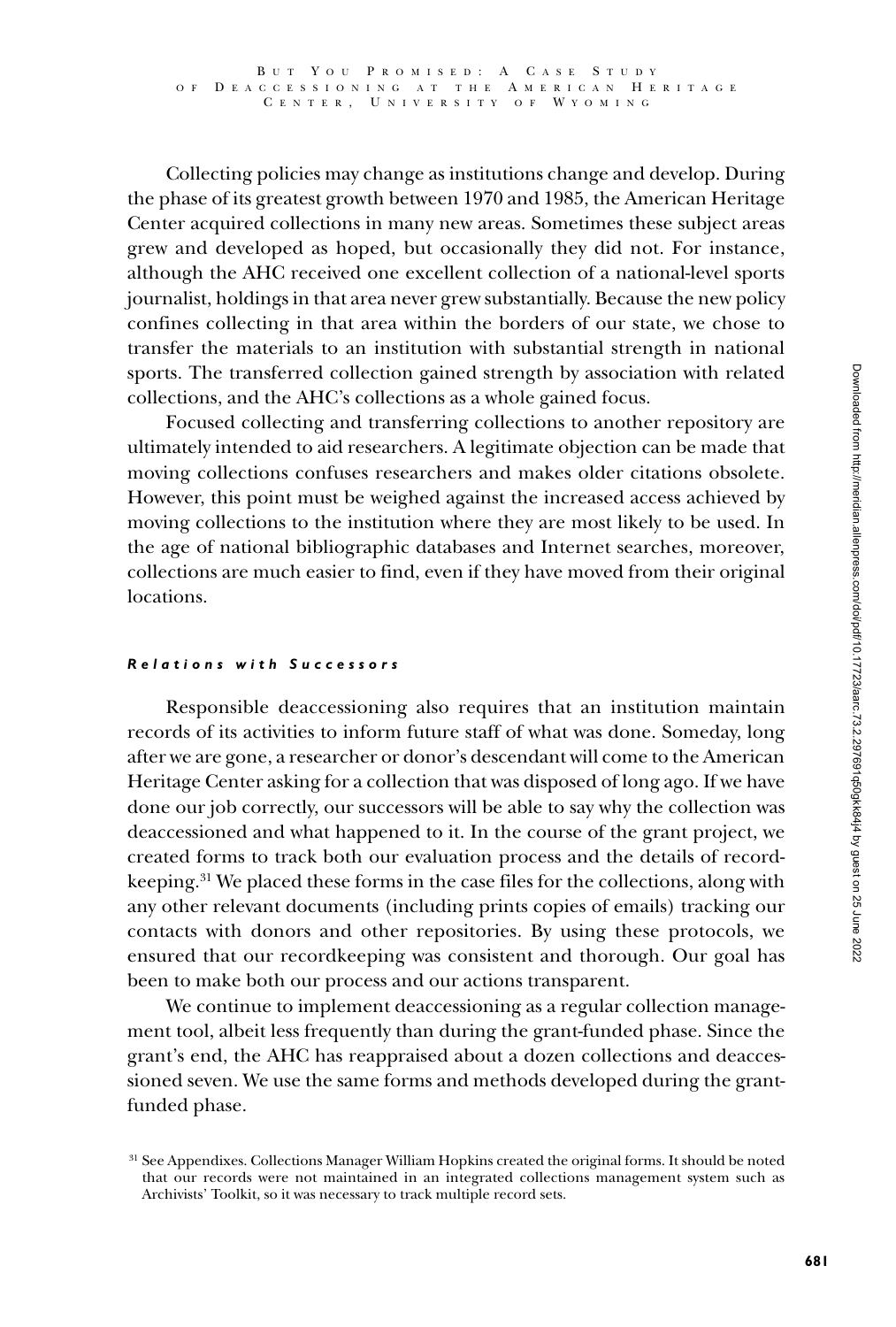Collecting policies may change as institutions change and develop. During the phase of its greatest growth between 1970 and 1985, the American Heritage Center acquired collections in many new areas. Sometimes these subject areas grew and developed as hoped, but occasionally they did not. For instance, although the AHC received one excellent collection of a national-level sports journalist, holdings in that area never grew substantially. Because the new policy confines collecting in that area within the borders of our state, we chose to transfer the materials to an institution with substantial strength in national sports. The transferred collection gained strength by association with related collections, and the AHC's collections as a whole gained focus.

Focused collecting and transferring collections to another repository are ultimately intended to aid researchers. A legitimate objection can be made that moving collections confuses researchers and makes older citations obsolete. However, this point must be weighed against the increased access achieved by moving collections to the institution where they are most likely to be used. In the age of national bibliographic databases and Internet searches, moreover, collections are much easier to find, even if they have moved from their original locations.

#### *Relations with Successors*

Responsible deaccessioning also requires that an institution maintain records of its activities to inform future staff of what was done. Someday, long after we are gone, a researcher or donor's descendant will come to the American Heritage Center asking for a collection that was disposed of long ago. If we have done our job correctly, our successors will be able to say why the collection was deaccessioned and what happened to it. In the course of the grant project, we created forms to track both our evaluation process and the details of recordkeeping.[31] We placed these forms in the case files for the collections, along with any other relevant documents (including prints copies of emails) tracking our contacts with donors and other repositories. By using these protocols, we ensured that our recordkeeping was consistent and thorough. Our goal has been to make both our process and our actions transparent.

We continue to implement deaccessioning as a regular collection management tool, albeit less frequently than during the grant-funded phase. Since the grant's end, the AHC has reappraised about a dozen collections and deaccessioned seven. We use the same forms and methods developed during the grant-funded phase.

[31] See Appendixes. Collections Manager William Hopkins created the original forms. It should be noted that our records were not maintained in an integrated collections management system such as Archivists' Toolkit, so it was necessary to track multiple record sets.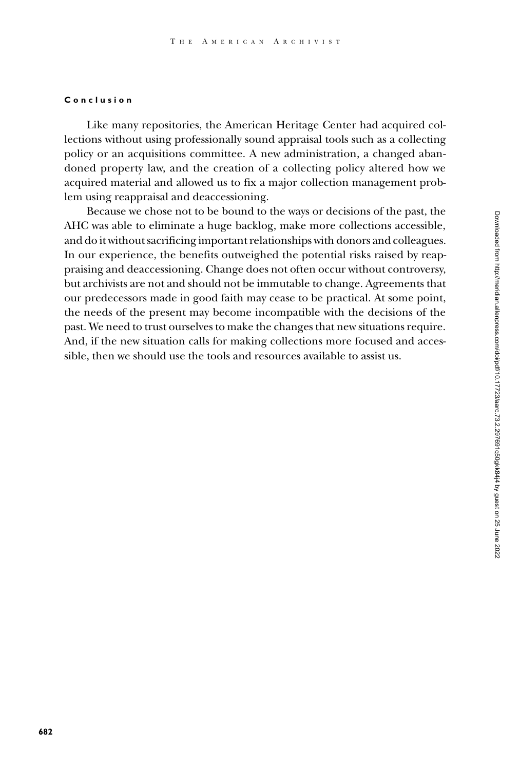## Conclusion

Like many repositories, the American Heritage Center had acquired collections without using professionally sound appraisal tools such as a collecting policy or an acquisitions committee. A new administration, a changed abandoned property law, and the creation of a collecting policy altered how we acquired material and allowed us to fix a major collection management problem using reappraisal and deaccessioning.

Because we chose not to be bound to the ways or decisions of the past, the AHC was able to eliminate a huge backlog, make more collections accessible, and do it without sacrificing important relationships with donors and colleagues. In our experience, the benefits outweighed the potential risks raised by reappraising and deaccessioning. Change does not often occur without controversy, but archivists are not and should not be immutable to change. Agreements that our predecessors made in good faith may cease to be practical. At some point, the needs of the present may become incompatible with the decisions of the past. We need to trust ourselves to make the changes that new situations require. And, if the new situation calls for making collections more focused and accessible, then we should use the tools and resources available to assist us.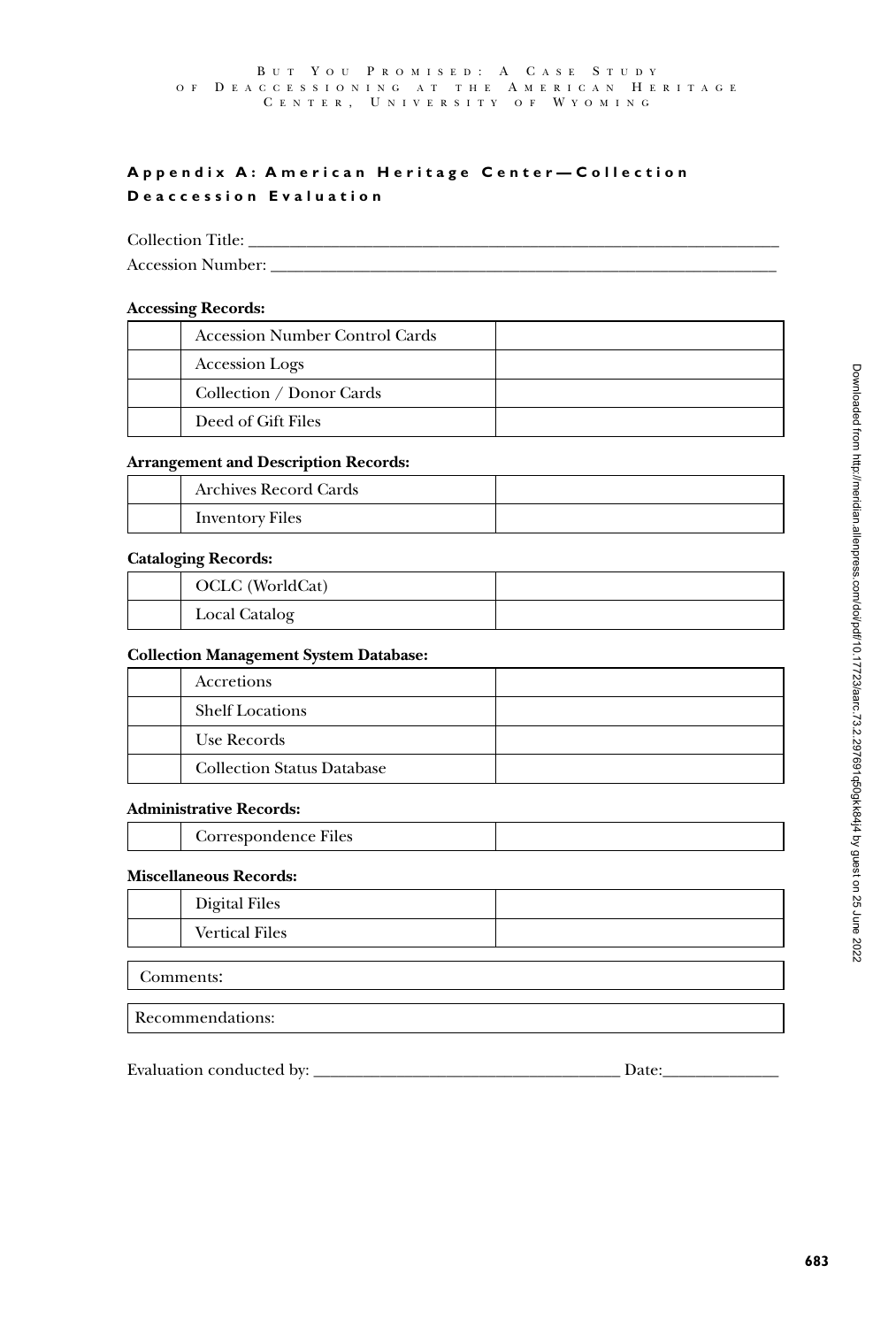## Appendix A: American Heritage Center—Collection Deaccession Evaluation

Collection Title: ___________________________________________

Accession Number: ___________________________________________

**Accessing Records:**

| | | |
|---|---|---|
| | Accession Number Control Cards | |
| | Accession Logs | |
| | Collection / Donor Cards | |
| | Deed of Gift Files | |

**Arrangement and Description Records:**

| | | |
|---|---|---|
| | Archives Record Cards | |
| | Inventory Files | |

**Cataloging Records:**

| | | |
|---|---|---|
| | OCLC (WorldCat) | |
| | Local Catalog | |

**Collection Management System Database:**

| | | |
|---|---|---|
| | Accretions | |
| | Shelf Locations | |
| | Use Records | |
| | Collection Status Database | |

**Administrative Records:**

| | | |
|---|---|---|
| | Correspondence Files | |

**Miscellaneous Records:**

| | | |
|---|---|---|
| | Digital Files | |
| | Vertical Files | |

| Comments: |
|---|

| Recommendations: |
|---|

Evaluation conducted by: ______________________________ Date:____________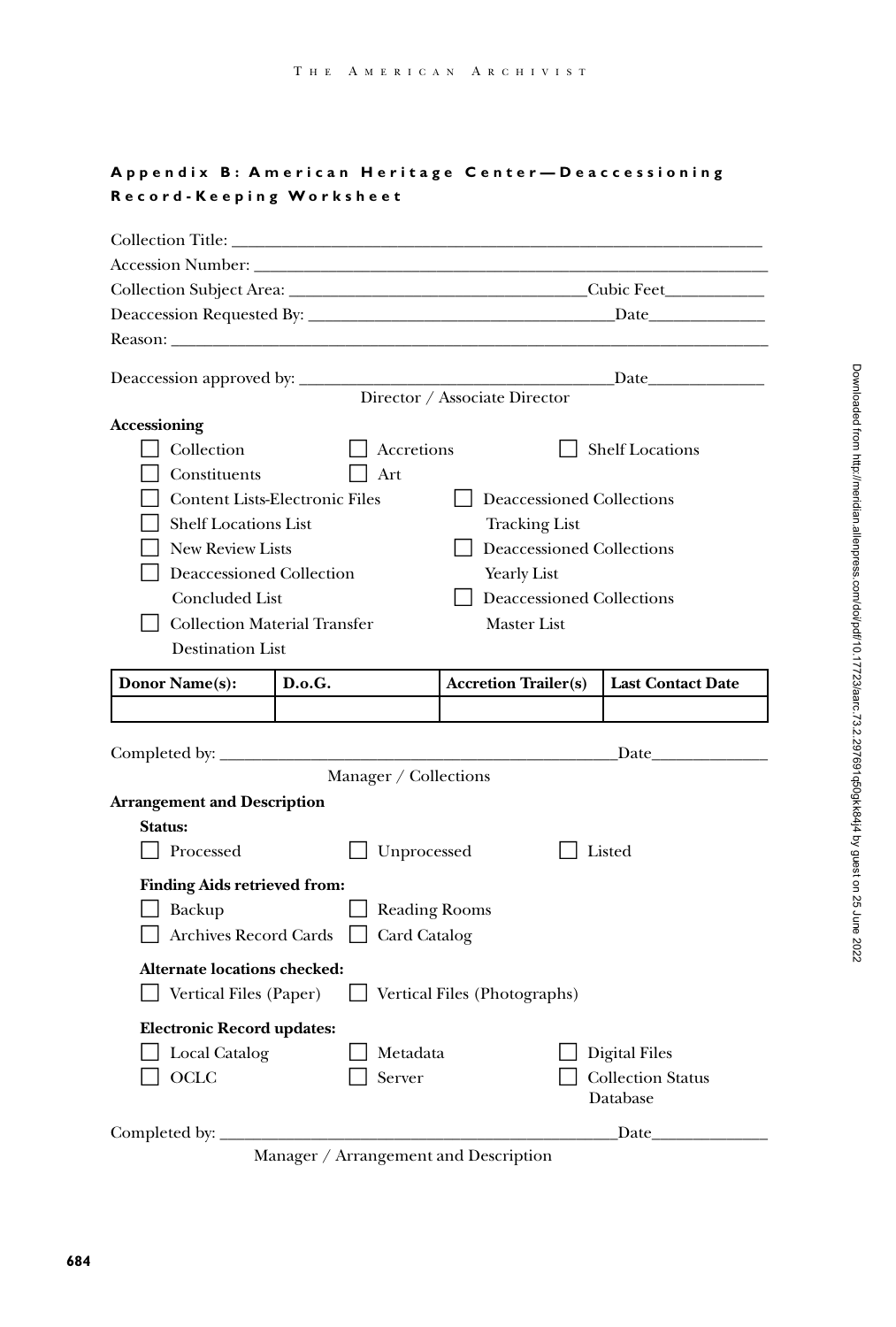## Appendix B: American Heritage Center—Deaccessioning Record-Keeping Worksheet

Collection Title: ___________________________________________________________

Accession Number: ___________________________________________________________

Collection Subject Area: ______________________________ Cubic Feet__________

Deaccession Requested By: ______________________________ Date____________

Reason: ___________________________________________________________

Deaccession approved by: ______________________________ Date____________
Director / Associate Director

**Accessioning**

- [ ] Collection
- [ ] Accretions
- [ ] Shelf Locations
- [ ] Constituents
- [ ] Art
- [ ] Content Lists-Electronic Files
- [ ] Deaccessioned Collections Tracking List
- [ ] Shelf Locations List
- [ ] New Review Lists
- [ ] Deaccessioned Collections Yearly List
- [ ] Deaccessioned Collection Concluded List
- [ ] Deaccessioned Collections Master List
- [ ] Collection Material Transfer Destination List

| Donor Name(s): | D.o.G. | Accretion Trailer(s) | Last Contact Date |
|---|---|---|---|
| | | | |

Completed by: ______________________________________ Date____________
Manager / Collections

**Arrangement and Description**

**Status:**

- [ ] Processed
- [ ] Unprocessed
- [ ] Listed

**Finding Aids retrieved from:**

- [ ] Backup
- [ ] Reading Rooms
- [ ] Archives Record Cards
- [ ] Card Catalog

**Alternate locations checked:**

- [ ] Vertical Files (Paper)
- [ ] Vertical Files (Photographs)

**Electronic Record updates:**

- [ ] Local Catalog
- [ ] Metadata
- [ ] Digital Files
- [ ] OCLC
- [ ] Server
- [ ] Collection Status Database

Completed by: ______________________________________ Date____________
Manager / Arrangement and Description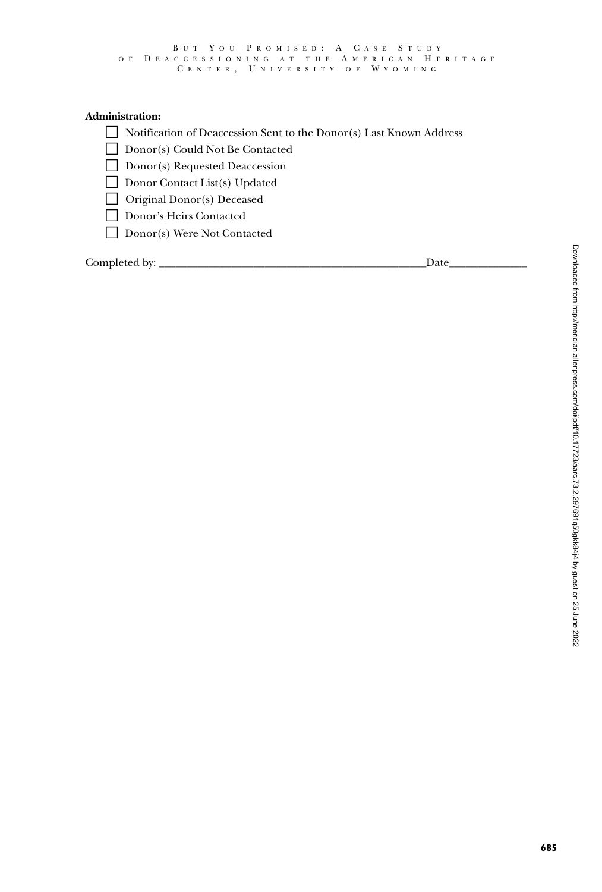**Administration:**

- [ ] Notification of Deaccession Sent to the Donor(s) Last Known Address
- [ ] Donor(s) Could Not Be Contacted
- [ ] Donor(s) Requested Deaccession
- [ ] Donor Contact List(s) Updated
- [ ] Original Donor(s) Deceased
- [ ] Donor's Heirs Contacted
- [ ] Donor(s) Were Not Contacted

Completed by: ________________________________________________Date______________